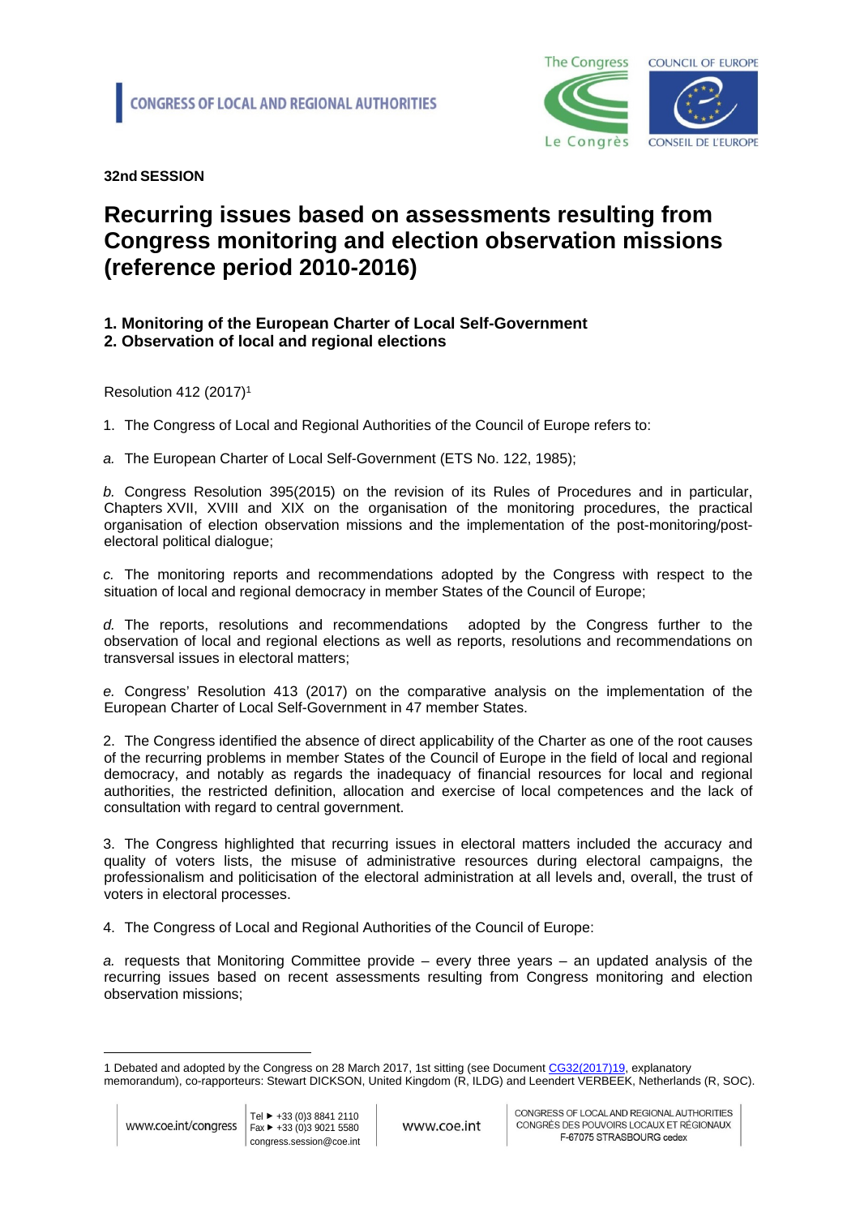CONGRESS OF LOCAL AND REGIONAL AUTHORITIES

**32nd SESSION**

# Recurring issues based on assessments resulting from Congress monitoring and election observation missions (reference period 2010-2016)

## 1. Monitoring of the European Charter of Local Self-Government
## 2. Observation of local and regional elections

Resolution 412 (2017)[1]

1. The Congress of Local and Regional Authorities of the Council of Europe refers to:

*a.* The European Charter of Local Self-Government (ETS No. 122, 1985);

*b.* Congress Resolution 395(2015) on the revision of its Rules of Procedures and in particular, Chapters XVII, XVIII and XIX on the organisation of the monitoring procedures, the practical organisation of election observation missions and the implementation of the post-monitoring/post-electoral political dialogue;

*c.* The monitoring reports and recommendations adopted by the Congress with respect to the situation of local and regional democracy in member States of the Council of Europe;

*d.* The reports, resolutions and recommendations adopted by the Congress further to the observation of local and regional elections as well as reports, resolutions and recommendations on transversal issues in electoral matters;

*e.* Congress' Resolution 413 (2017) on the comparative analysis on the implementation of the European Charter of Local Self-Government in 47 member States.

2. The Congress identified the absence of direct applicability of the Charter as one of the root causes of the recurring problems in member States of the Council of Europe in the field of local and regional democracy, and notably as regards the inadequacy of financial resources for local and regional authorities, the restricted definition, allocation and exercise of local competences and the lack of consultation with regard to central government.

3. The Congress highlighted that recurring issues in electoral matters included the accuracy and quality of voters lists, the misuse of administrative resources during electoral campaigns, the professionalism and politicisation of the electoral administration at all levels and, overall, the trust of voters in electoral processes.

4. The Congress of Local and Regional Authorities of the Council of Europe:

*a.* requests that Monitoring Committee provide – every three years – an updated analysis of the recurring issues based on recent assessments resulting from Congress monitoring and election observation missions;

---

1 Debated and adopted by the Congress on 28 March 2017, 1st sitting (see Document CG32(2017)19, explanatory memorandum), co-rapporteurs: Stewart DICKSON, United Kingdom (R, ILDG) and Leendert VERBEEK, Netherlands (R, SOC).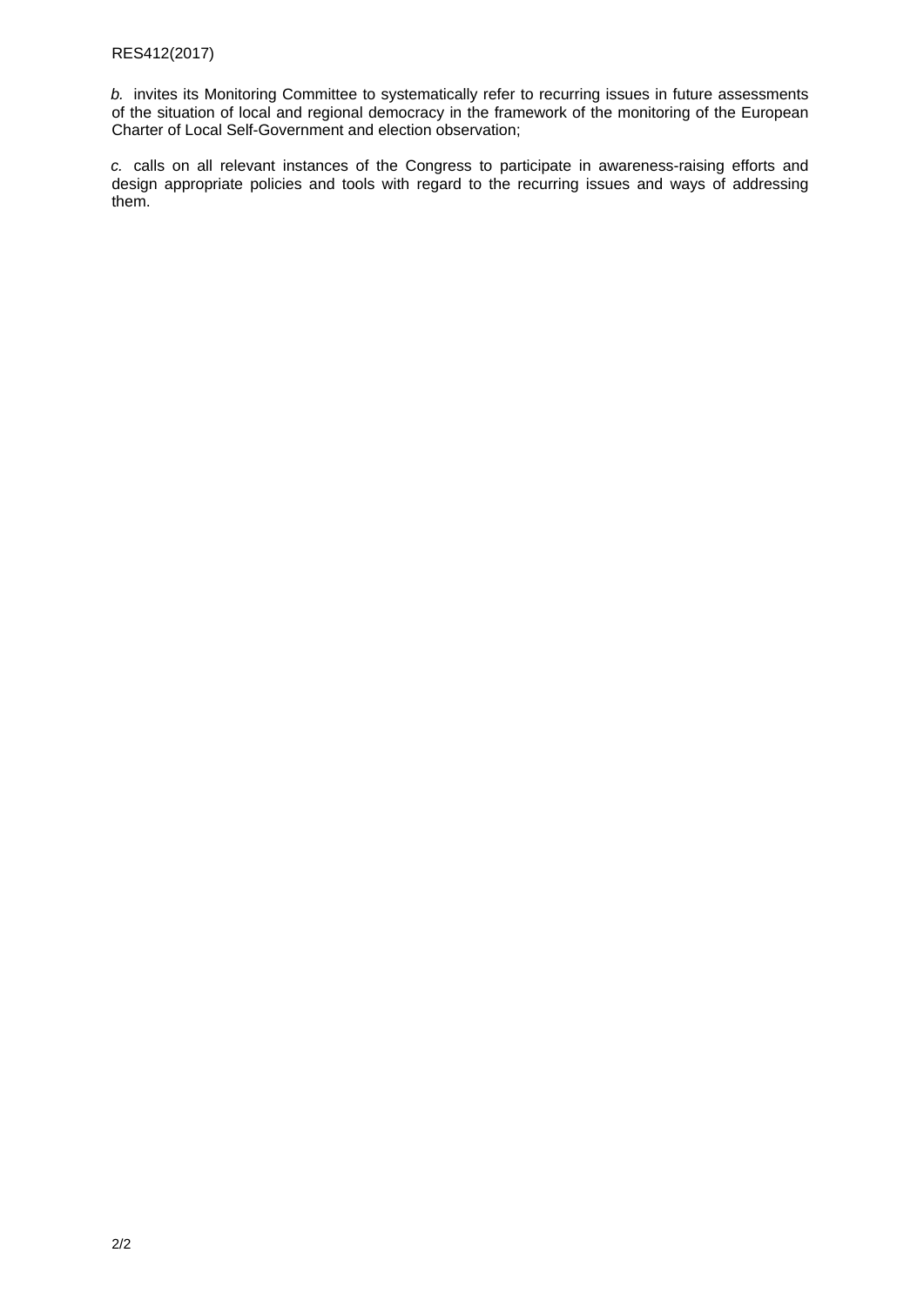*b.* invites its Monitoring Committee to systematically refer to recurring issues in future assessments of the situation of local and regional democracy in the framework of the monitoring of the European Charter of Local Self-Government and election observation;

*c.* calls on all relevant instances of the Congress to participate in awareness-raising efforts and design appropriate policies and tools with regard to the recurring issues and ways of addressing them.